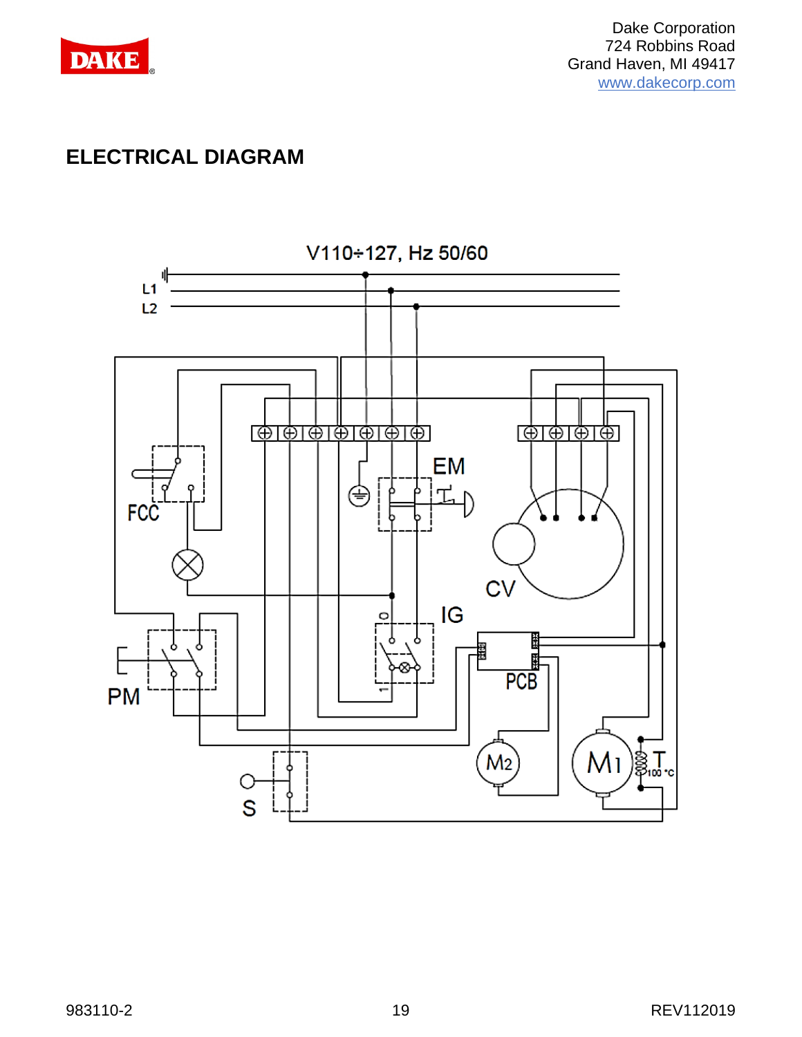Dake Corporation
724 Robbins Road
Grand Haven, MI 49417
www.dakecorp.com

## ELECTRICAL DIAGRAM

V110÷127, Hz 50/60

L1
L2

EM

FCC

CV

IG

PCB

PM

M2

M1

T 100 °C

S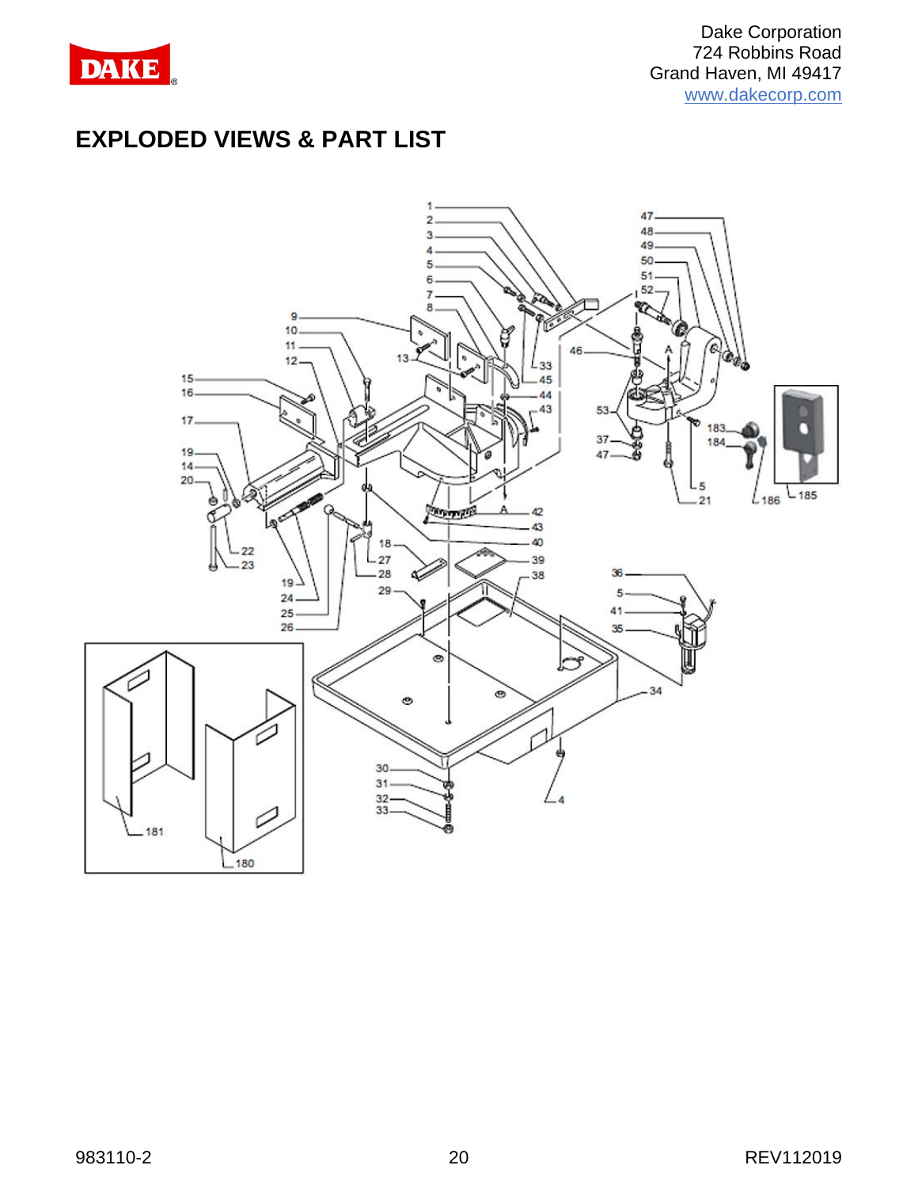# EXPLODED VIEWS & PART LIST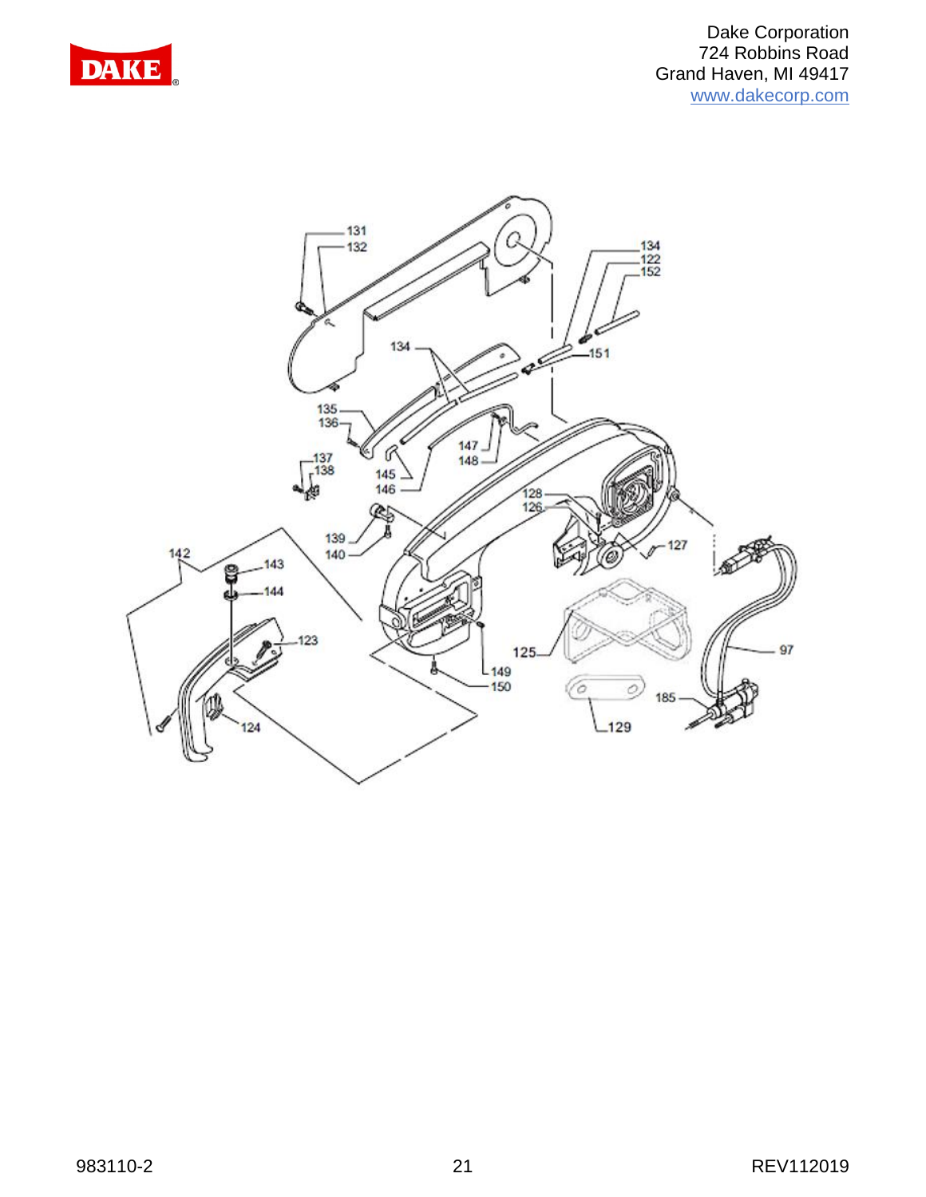Dake Corporation
724 Robbins Road
Grand Haven, MI 49417
www.dakecorp.com

131
132
134
122
152
134
151
135
136
147
148
137
138
145
146
128
126
139
140
127
142
143
144
123
125
149
150
97
185
124
129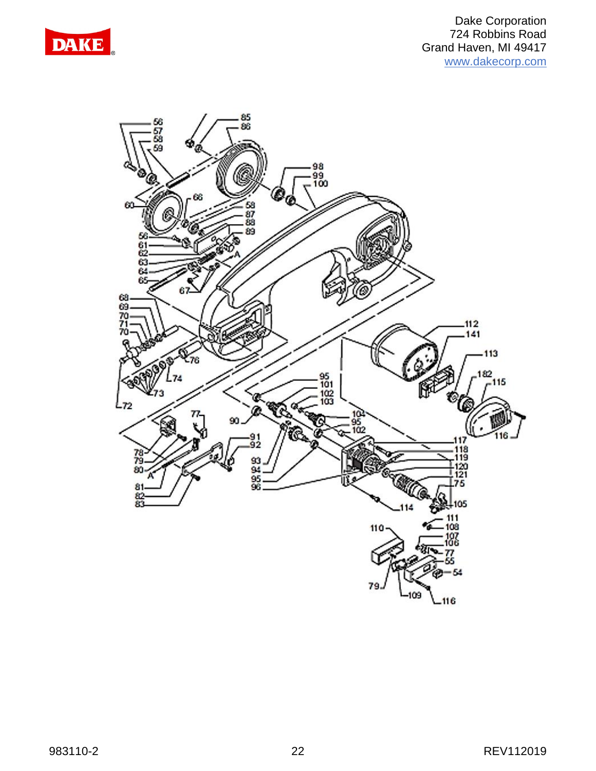Dake Corporation
724 Robbins Road
Grand Haven, MI 49417
www.dakecorp.com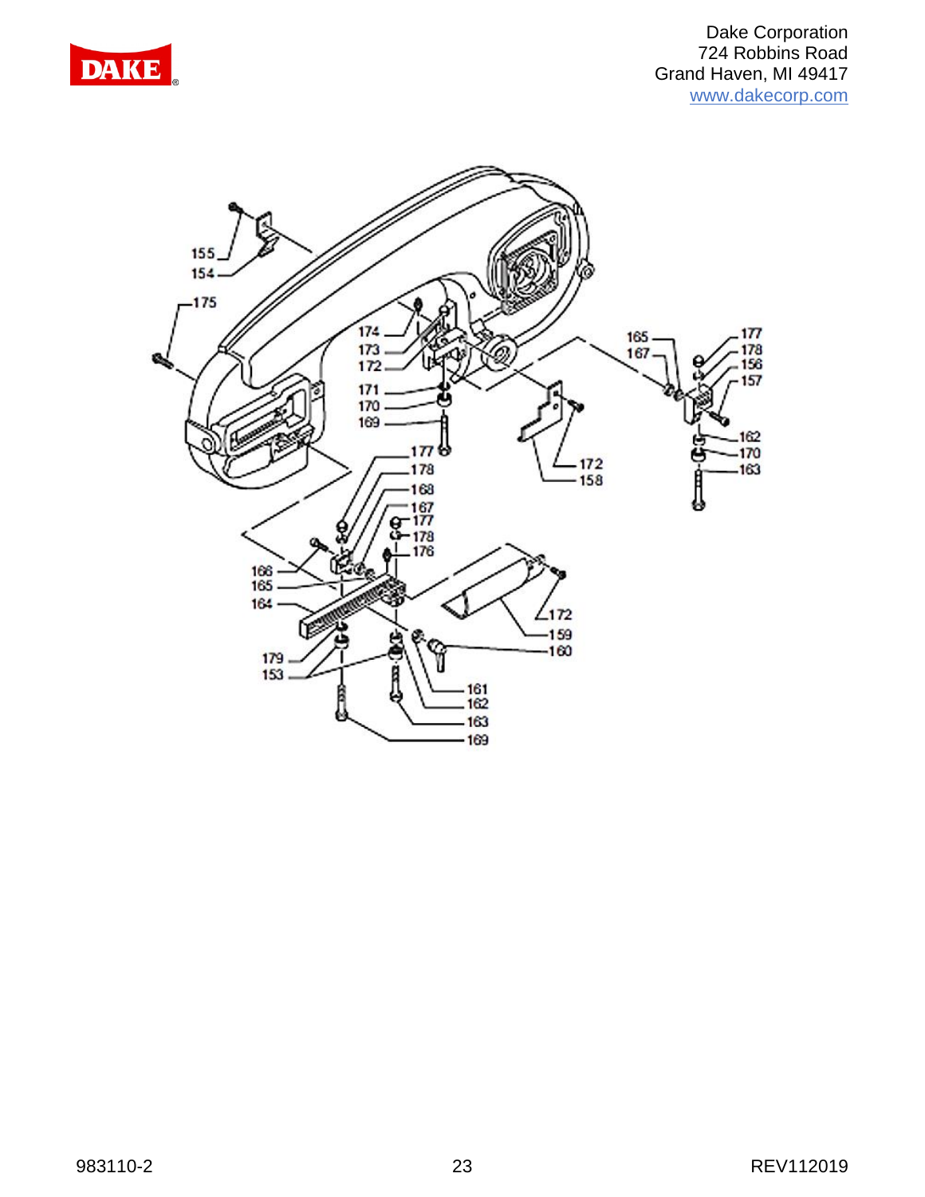Dake Corporation
724 Robbins Road
Grand Haven, MI 49417
www.dakecorp.com

155
154
175
174
173
172
171
170
169
165
167
177
178
156
157
162
170
163
172
158
177
178
168
167
177
178
176
166
165
164
172
159
160
179
153
161
162
163
169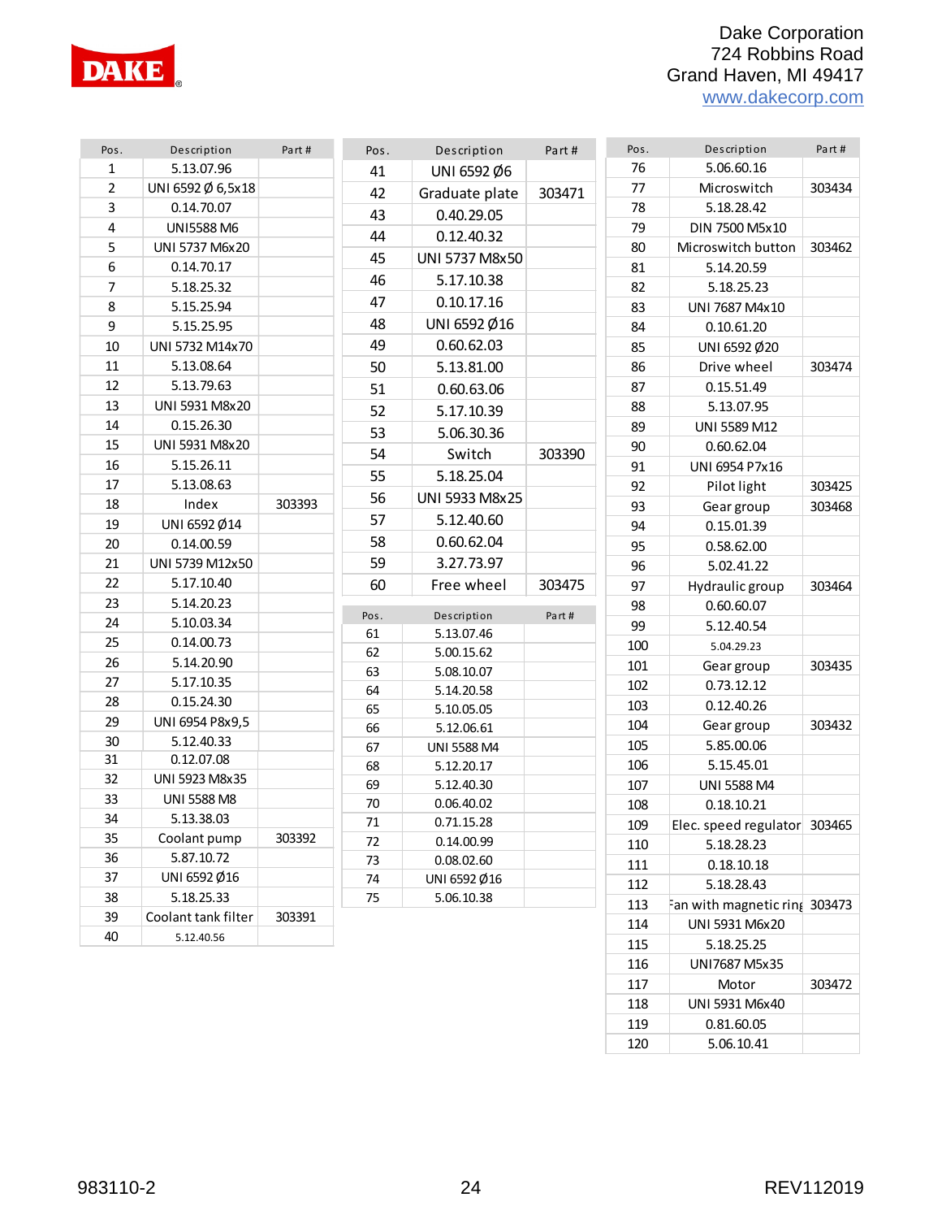Dake Corporation
724 Robbins Road
Grand Haven, MI 49417
www.dakecorp.com

| Pos. | Description | Part # |
|---|---|---|
| 1 | 5.13.07.96 | |
| 2 | UNI 6592 Ø 6,5x18 | |
| 3 | 0.14.70.07 | |
| 4 | UNI5588 M6 | |
| 5 | UNI 5737 M6x20 | |
| 6 | 0.14.70.17 | |
| 7 | 5.18.25.32 | |
| 8 | 5.15.25.94 | |
| 9 | 5.15.25.95 | |
| 10 | UNI 5732 M14x70 | |
| 11 | 5.13.08.64 | |
| 12 | 5.13.79.63 | |
| 13 | UNI 5931 M8x20 | |
| 14 | 0.15.26.30 | |
| 15 | UNI 5931 M8x20 | |
| 16 | 5.15.26.11 | |
| 17 | 5.13.08.63 | |
| 18 | Index | 303393 |
| 19 | UNI 6592 Ø14 | |
| 20 | 0.14.00.59 | |
| 21 | UNI 5739 M12x50 | |
| 22 | 5.17.10.40 | |
| 23 | 5.14.20.23 | |
| 24 | 5.10.03.34 | |
| 25 | 0.14.00.73 | |
| 26 | 5.14.20.90 | |
| 27 | 5.17.10.35 | |
| 28 | 0.15.24.30 | |
| 29 | UNI 6954 P8x9,5 | |
| 30 | 5.12.40.33 | |
| 31 | 0.12.07.08 | |
| 32 | UNI 5923 M8x35 | |
| 33 | UNI 5588 M8 | |
| 34 | 5.13.38.03 | |
| 35 | Coolant pump | 303392 |
| 36 | 5.87.10.72 | |
| 37 | UNI 6592 Ø16 | |
| 38 | 5.18.25.33 | |
| 39 | Coolant tank filter | 303391 |
| 40 | 5.12.40.56 | |

| Pos. | Description | Part # |
|---|---|---|
| 41 | UNI 6592 Ø6 | |
| 42 | Graduate plate | 303471 |
| 43 | 0.40.29.05 | |
| 44 | 0.12.40.32 | |
| 45 | UNI 5737 M8x50 | |
| 46 | 5.17.10.38 | |
| 47 | 0.10.17.16 | |
| 48 | UNI 6592 Ø16 | |
| 49 | 0.60.62.03 | |
| 50 | 5.13.81.00 | |
| 51 | 0.60.63.06 | |
| 52 | 5.17.10.39 | |
| 53 | 5.06.30.36 | |
| 54 | Switch | 303390 |
| 55 | 5.18.25.04 | |
| 56 | UNI 5933 M8x25 | |
| 57 | 5.12.40.60 | |
| 58 | 0.60.62.04 | |
| 59 | 3.27.73.97 | |
| 60 | Free wheel | 303475 |

| Pos. | Description | Part # |
|---|---|---|
| 61 | 5.13.07.46 | |
| 62 | 5.00.15.62 | |
| 63 | 5.08.10.07 | |
| 64 | 5.14.20.58 | |
| 65 | 5.10.05.05 | |
| 66 | 5.12.06.61 | |
| 67 | UNI 5588 M4 | |
| 68 | 5.12.20.17 | |
| 69 | 5.12.40.30 | |
| 70 | 0.06.40.02 | |
| 71 | 0.71.15.28 | |
| 72 | 0.14.00.99 | |
| 73 | 0.08.02.60 | |
| 74 | UNI 6592 Ø16 | |
| 75 | 5.06.10.38 | |

| Pos. | Description | Part # |
|---|---|---|
| 76 | 5.06.60.16 | |
| 77 | Microswitch | 303434 |
| 78 | 5.18.28.42 | |
| 79 | DIN 7500 M5x10 | |
| 80 | Microswitch button | 303462 |
| 81 | 5.14.20.59 | |
| 82 | 5.18.25.23 | |
| 83 | UNI 7687 M4x10 | |
| 84 | 0.10.61.20 | |
| 85 | UNI 6592 Ø20 | |
| 86 | Drive wheel | 303474 |
| 87 | 0.15.51.49 | |
| 88 | 5.13.07.95 | |
| 89 | UNI 5589 M12 | |
| 90 | 0.60.62.04 | |
| 91 | UNI 6954 P7x16 | |
| 92 | Pilot light | 303425 |
| 93 | Gear group | 303468 |
| 94 | 0.15.01.39 | |
| 95 | 0.58.62.00 | |
| 96 | 5.02.41.22 | |
| 97 | Hydraulic group | 303464 |
| 98 | 0.60.60.07 | |
| 99 | 5.12.40.54 | |
| 100 | 5.04.29.23 | |
| 101 | Gear group | 303435 |
| 102 | 0.73.12.12 | |
| 103 | 0.12.40.26 | |
| 104 | Gear group | 303432 |
| 105 | 5.85.00.06 | |
| 106 | 5.15.45.01 | |
| 107 | UNI 5588 M4 | |
| 108 | 0.18.10.21 | |
| 109 | Elec. speed regulator | 303465 |
| 110 | 5.18.28.23 | |
| 111 | 0.18.10.18 | |
| 112 | 5.18.28.43 | |
| 113 | Fan with magnetic ring | 303473 |
| 114 | UNI 5931 M6x20 | |
| 115 | 5.18.25.25 | |
| 116 | UNI7687 M5x35 | |
| 117 | Motor | 303472 |
| 118 | UNI 5931 M6x40 | |
| 119 | 0.81.60.05 | |
| 120 | 5.06.10.41 | |

983110-2

REV112019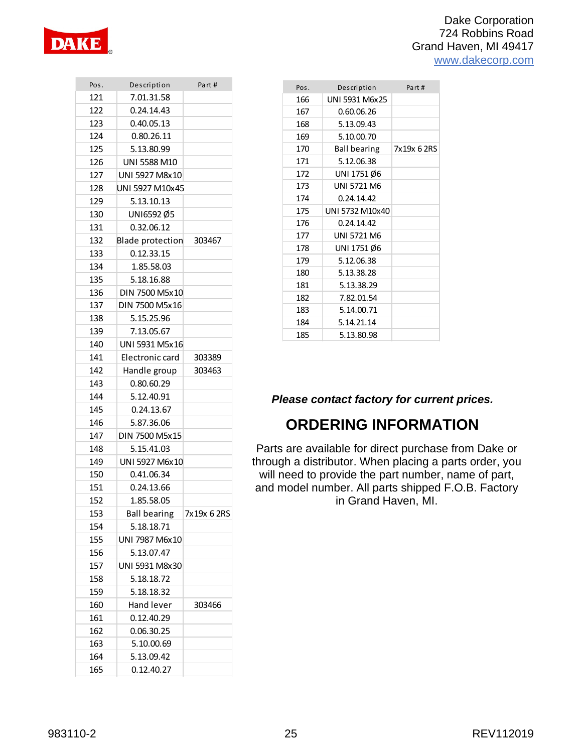Dake Corporation
724 Robbins Road
Grand Haven, MI 49417
www.dakecorp.com

| Pos. | Description | Part # |
|---|---|---|
| 121 | 7.01.31.58 | |
| 122 | 0.24.14.43 | |
| 123 | 0.40.05.13 | |
| 124 | 0.80.26.11 | |
| 125 | 5.13.80.99 | |
| 126 | UNI 5588 M10 | |
| 127 | UNI 5927 M8x10 | |
| 128 | UNI 5927 M10x45 | |
| 129 | 5.13.10.13 | |
| 130 | UNI6592 Ø5 | |
| 131 | 0.32.06.12 | |
| 132 | Blade protection | 303467 |
| 133 | 0.12.33.15 | |
| 134 | 1.85.58.03 | |
| 135 | 5.18.16.88 | |
| 136 | DIN 7500 M5x10 | |
| 137 | DIN 7500 M5x16 | |
| 138 | 5.15.25.96 | |
| 139 | 7.13.05.67 | |
| 140 | UNI 5931 M5x16 | |
| 141 | Electronic card | 303389 |
| 142 | Handle group | 303463 |
| 143 | 0.80.60.29 | |
| 144 | 5.12.40.91 | |
| 145 | 0.24.13.67 | |
| 146 | 5.87.36.06 | |
| 147 | DIN 7500 M5x15 | |
| 148 | 5.15.41.03 | |
| 149 | UNI 5927 M6x10 | |
| 150 | 0.41.06.34 | |
| 151 | 0.24.13.66 | |
| 152 | 1.85.58.05 | |
| 153 | Ball bearing | 7x19x 6 2RS |
| 154 | 5.18.18.71 | |
| 155 | UNI 7987 M6x10 | |
| 156 | 5.13.07.47 | |
| 157 | UNI 5931 M8x30 | |
| 158 | 5.18.18.72 | |
| 159 | 5.18.18.32 | |
| 160 | Hand lever | 303466 |
| 161 | 0.12.40.29 | |
| 162 | 0.06.30.25 | |
| 163 | 5.10.00.69 | |
| 164 | 5.13.09.42 | |
| 165 | 0.12.40.27 | |

| Pos. | Description | Part # |
|---|---|---|
| 166 | UNI 5931 M6x25 | |
| 167 | 0.60.06.26 | |
| 168 | 5.13.09.43 | |
| 169 | 5.10.00.70 | |
| 170 | Ball bearing | 7x19x 6 2RS |
| 171 | 5.12.06.38 | |
| 172 | UNI 1751 Ø6 | |
| 173 | UNI 5721 M6 | |
| 174 | 0.24.14.42 | |
| 175 | UNI 5732 M10x40 | |
| 176 | 0.24.14.42 | |
| 177 | UNI 5721 M6 | |
| 178 | UNI 1751 Ø6 | |
| 179 | 5.12.06.38 | |
| 180 | 5.13.38.28 | |
| 181 | 5.13.38.29 | |
| 182 | 7.82.01.54 | |
| 183 | 5.14.00.71 | |
| 184 | 5.14.21.14 | |
| 185 | 5.13.80.98 | |

***Please contact factory for current prices.***

## ORDERING INFORMATION

Parts are available for direct purchase from Dake or through a distributor. When placing a parts order, you will need to provide the part number, name of part, and model number. All parts shipped F.O.B. Factory in Grand Haven, MI.

983110-2 REV112019